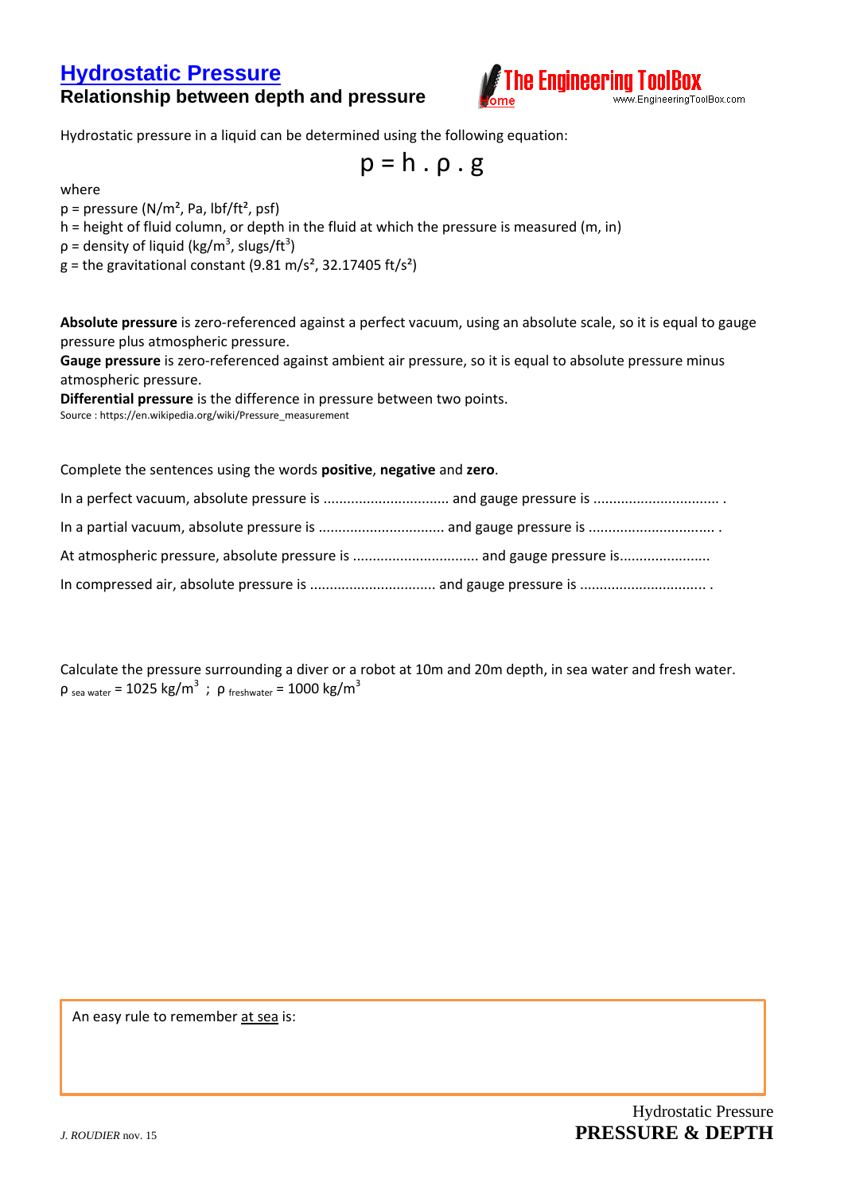# Hydrostatic Pressure

## Relationship between depth and pressure

The Engineering ToolBox
Home
www.EngineeringToolBox.com

Hydrostatic pressure in a liquid can be determined using the following equation:

$$p = h \cdot \rho \cdot g$$

where

$p$ = pressure (N/m², Pa, lbf/ft², psf)

$h$ = height of fluid column, or depth in the fluid at which the pressure is measured (m, in)

$\rho$ = density of liquid (kg/m$^3$, slugs/ft$^3$)

$g$ = the gravitational constant (9.81 m/s², 32.17405 ft/s²)

**Absolute pressure** is zero-referenced against a perfect vacuum, using an absolute scale, so it is equal to gauge pressure plus atmospheric pressure.

**Gauge pressure** is zero-referenced against ambient air pressure, so it is equal to absolute pressure minus atmospheric pressure.

**Differential pressure** is the difference in pressure between two points.

Source : https://en.wikipedia.org/wiki/Pressure_measurement

Complete the sentences using the words **positive**, **negative** and **zero**.

In a perfect vacuum, absolute pressure is ................................ and gauge pressure is ................................ .

In a partial vacuum, absolute pressure is ................................ and gauge pressure is ................................ .

At atmospheric pressure, absolute pressure is ................................ and gauge pressure is.......................

In compressed air, absolute pressure is ................................ and gauge pressure is ................................ .

Calculate the pressure surrounding a diver or a robot at 10m and 20m depth, in sea water and fresh water.

$\rho_{\text{sea water}}$ = 1025 kg/m$^3$ ; $\rho_{\text{freshwater}}$ = 1000 kg/m$^3$

An easy rule to remember at sea is:

J. ROUDIER nov. 15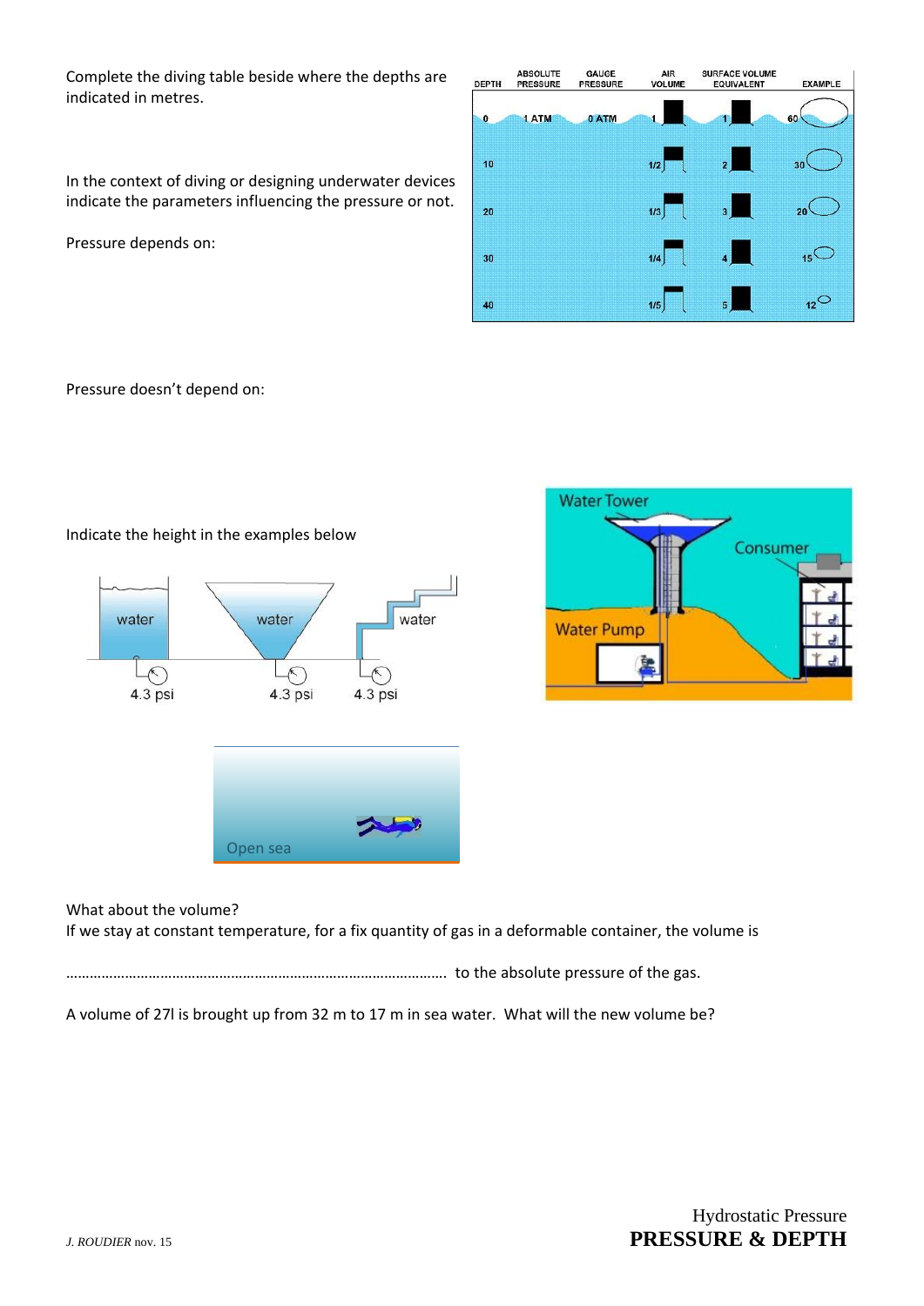Complete the diving table beside where the depths are indicated in metres.

| DEPTH | ABSOLUTE PRESSURE | GAUGE PRESSURE | AIR VOLUME | SURFACE VOLUME EQUIVALENT | EXAMPLE |
|---|---|---|---|---|---|
| 0 | 1 ATM | 0 ATM | 1 | 1 | 60 |
| 10 | | | 1/2 | 2 | 30 |
| 20 | | | 1/3 | 3 | 20 |
| 30 | | | 1/4 | 4 | 15 |
| 40 | | | 1/5 | 5 | 12 |

In the context of diving or designing underwater devices indicate the parameters influencing the pressure or not.

Pressure depends on:

Pressure doesn't depend on:

Indicate the height in the examples below

water
4.3 psi

water
4.3 psi

water
4.3 psi

Water Tower
Consumer
Water Pump

Open sea

What about the volume?
If we stay at constant temperature, for a fix quantity of gas in a deformable container, the volume is

…………………………………………………………………………………… to the absolute pressure of the gas.

A volume of 27l is brought up from 32 m to 17 m in sea water. What will the new volume be?